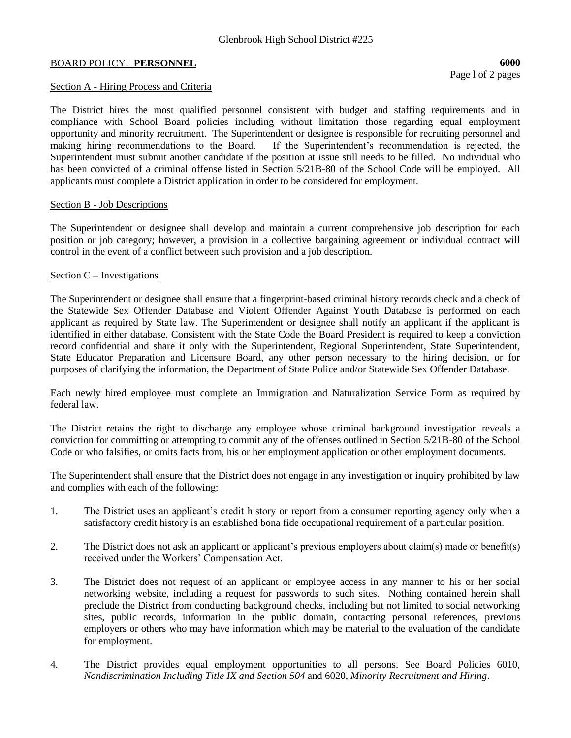Glenbrook High School District #225

BOARD POLICY: **PERSONNEL** **6000**

## Section A - Hiring Process and Criteria

The District hires the most qualified personnel consistent with budget and staffing requirements and in compliance with School Board policies including without limitation those regarding equal employment opportunity and minority recruitment. The Superintendent or designee is responsible for recruiting personnel and making hiring recommendations to the Board. If the Superintendent's recommendation is rejected, the Superintendent must submit another candidate if the position at issue still needs to be filled. No individual who has been convicted of a criminal offense listed in Section 5/21B-80 of the School Code will be employed. All applicants must complete a District application in order to be considered for employment.

## Section B - Job Descriptions

The Superintendent or designee shall develop and maintain a current comprehensive job description for each position or job category; however, a provision in a collective bargaining agreement or individual contract will control in the event of a conflict between such provision and a job description.

## Section C – Investigations

The Superintendent or designee shall ensure that a fingerprint-based criminal history records check and a check of the Statewide Sex Offender Database and Violent Offender Against Youth Database is performed on each applicant as required by State law. The Superintendent or designee shall notify an applicant if the applicant is identified in either database. Consistent with the State Code the Board President is required to keep a conviction record confidential and share it only with the Superintendent, Regional Superintendent, State Superintendent, State Educator Preparation and Licensure Board, any other person necessary to the hiring decision, or for purposes of clarifying the information, the Department of State Police and/or Statewide Sex Offender Database.

Each newly hired employee must complete an Immigration and Naturalization Service Form as required by federal law.

The District retains the right to discharge any employee whose criminal background investigation reveals a conviction for committing or attempting to commit any of the offenses outlined in Section 5/21B-80 of the School Code or who falsifies, or omits facts from, his or her employment application or other employment documents.

The Superintendent shall ensure that the District does not engage in any investigation or inquiry prohibited by law and complies with each of the following:

1. The District uses an applicant's credit history or report from a consumer reporting agency only when a satisfactory credit history is an established bona fide occupational requirement of a particular position.

2. The District does not ask an applicant or applicant's previous employers about claim(s) made or benefit(s) received under the Workers' Compensation Act.

3. The District does not request of an applicant or employee access in any manner to his or her social networking website, including a request for passwords to such sites. Nothing contained herein shall preclude the District from conducting background checks, including but not limited to social networking sites, public records, information in the public domain, contacting personal references, previous employers or others who may have information which may be material to the evaluation of the candidate for employment.

4. The District provides equal employment opportunities to all persons. See Board Policies 6010, *Nondiscrimination Including Title IX and Section 504* and 6020, *Minority Recruitment and Hiring*.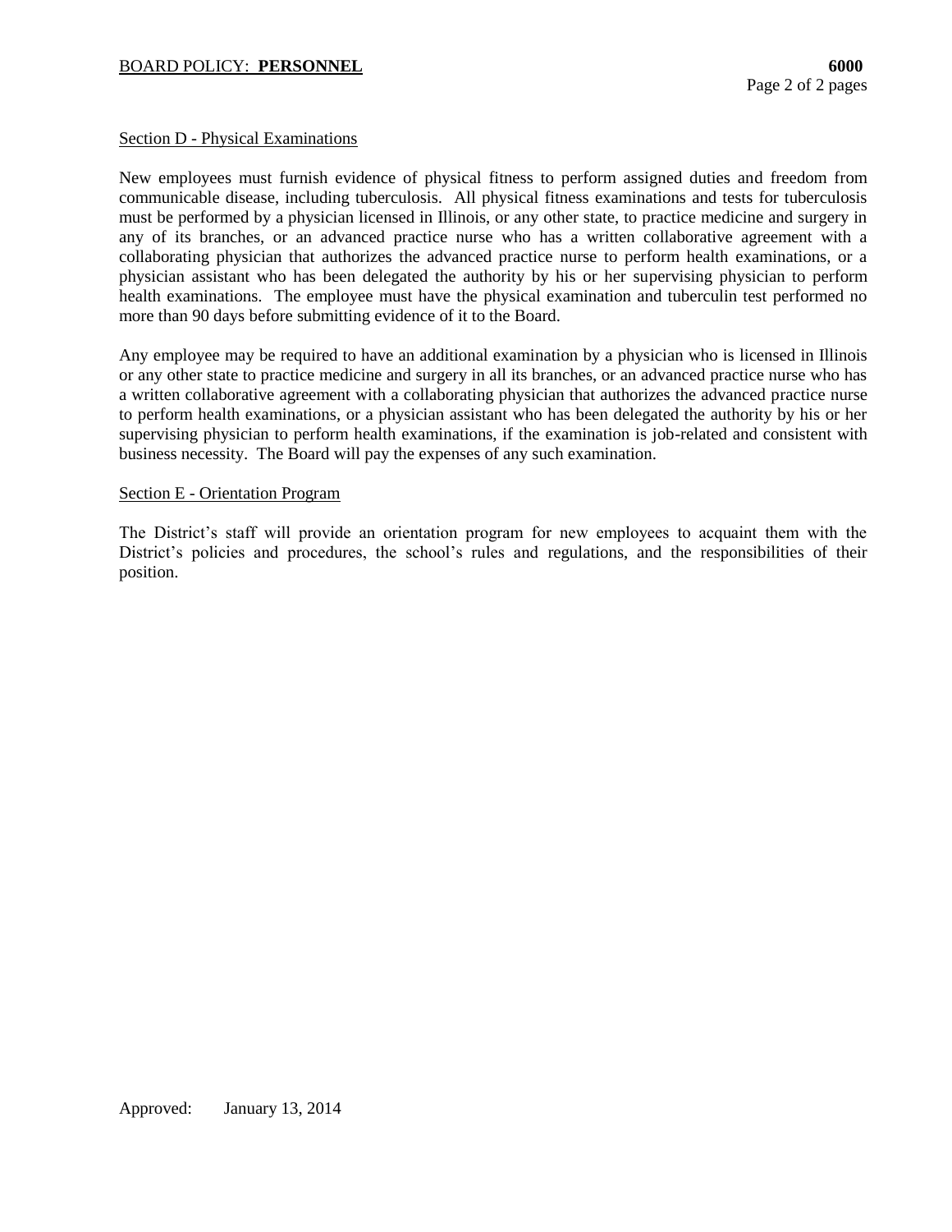## Section D - Physical Examinations

New employees must furnish evidence of physical fitness to perform assigned duties and freedom from communicable disease, including tuberculosis. All physical fitness examinations and tests for tuberculosis must be performed by a physician licensed in Illinois, or any other state, to practice medicine and surgery in any of its branches, or an advanced practice nurse who has a written collaborative agreement with a collaborating physician that authorizes the advanced practice nurse to perform health examinations, or a physician assistant who has been delegated the authority by his or her supervising physician to perform health examinations. The employee must have the physical examination and tuberculin test performed no more than 90 days before submitting evidence of it to the Board.

Any employee may be required to have an additional examination by a physician who is licensed in Illinois or any other state to practice medicine and surgery in all its branches, or an advanced practice nurse who has a written collaborative agreement with a collaborating physician that authorizes the advanced practice nurse to perform health examinations, or a physician assistant who has been delegated the authority by his or her supervising physician to perform health examinations, if the examination is job-related and consistent with business necessity. The Board will pay the expenses of any such examination.

## Section E - Orientation Program

The District's staff will provide an orientation program for new employees to acquaint them with the District's policies and procedures, the school's rules and regulations, and the responsibilities of their position.

Approved: January 13, 2014